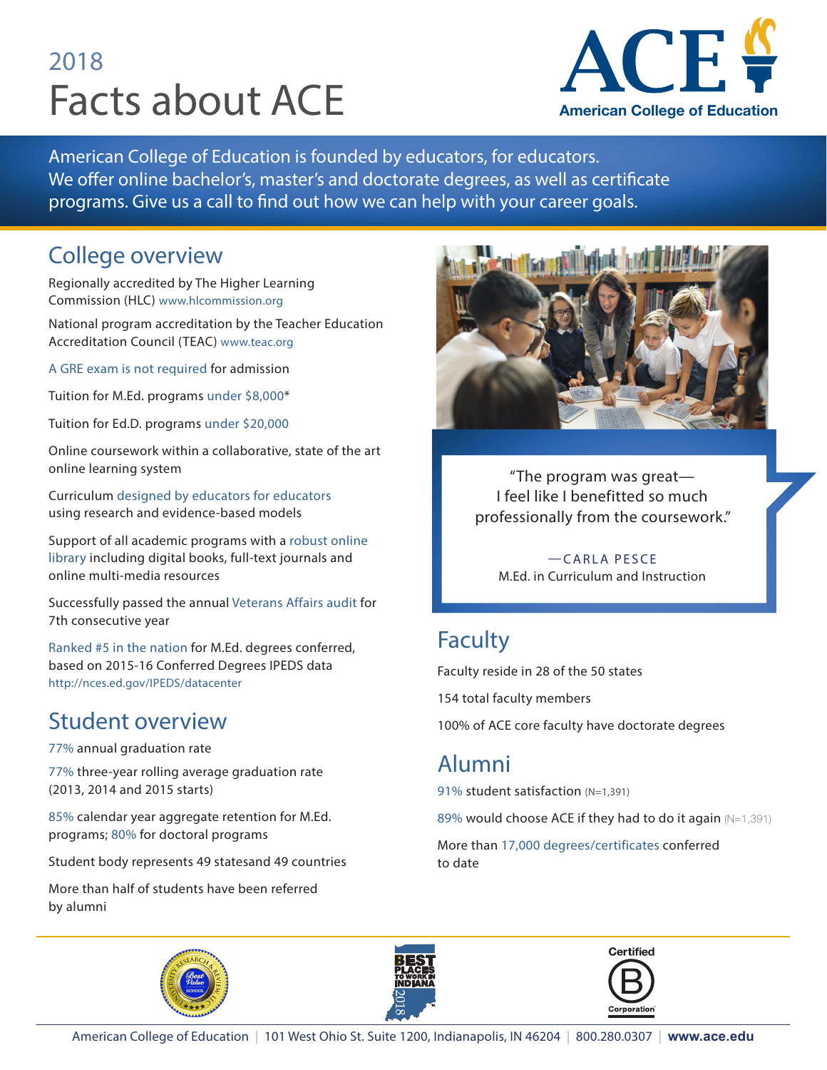2018

# Facts about ACE

American College of Education

American College of Education is founded by educators, for educators. We offer online bachelor's, master's and doctorate degrees, as well as certificate programs. Give us a call to find out how we can help with your career goals.

## College overview

Regionally accredited by The Higher Learning Commission (HLC) www.hlcommission.org

National program accreditation by the Teacher Education Accreditation Council (TEAC) www.teac.org

A GRE exam is not required for admission

Tuition for M.Ed. programs under $8,000*

Tuition for Ed.D. programs under $20,000

Online coursework within a collaborative, state of the art online learning system

Curriculum designed by educators for educators using research and evidence-based models

Support of all academic programs with a robust online library including digital books, full-text journals and online multi-media resources

Successfully passed the annual Veterans Affairs audit for 7th consecutive year

Ranked #5 in the nation for M.Ed. degrees conferred, based on 2015-16 Conferred Degrees IPEDS data http://nces.ed.gov/IPEDS/datacenter

## Student overview

77% annual graduation rate

77% three-year rolling average graduation rate (2013, 2014 and 2015 starts)

85% calendar year aggregate retention for M.Ed. programs; 80% for doctoral programs

Student body represents 49 statesand 49 countries

More than half of students have been referred by alumni

"The program was great—
I feel like I benefitted so much professionally from the coursework."

—CARLA PESCE
M.Ed. in Curriculum and Instruction

## Faculty

Faculty reside in 28 of the 50 states

154 total faculty members

100% of ACE core faculty have doctorate degrees

## Alumni

91% student satisfaction (N=1,391)

89% would choose ACE if they had to do it again (N=1,391)

More than 17,000 degrees/certificates conferred to date

American College of Education | 101 West Ohio St. Suite 1200, Indianapolis, IN 46204 | 800.280.0307 | **www.ace.edu**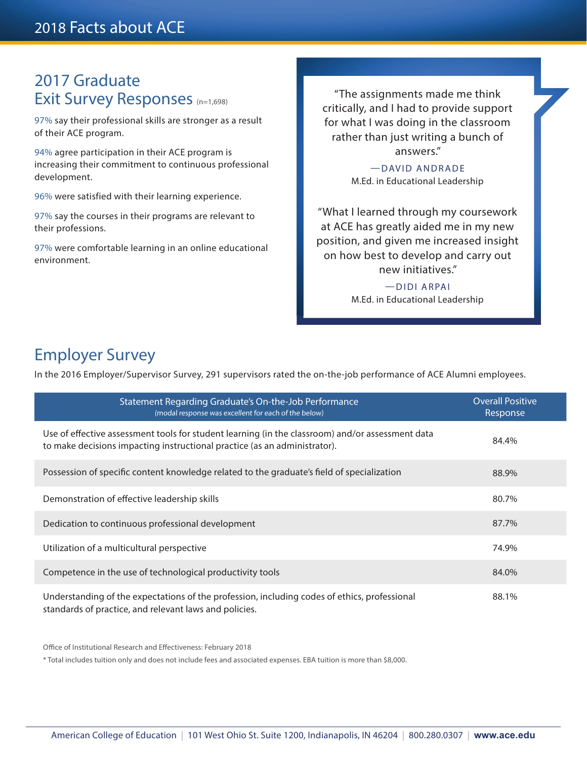# 2018 Facts about ACE

## 2017 Graduate Exit Survey Responses (n=1,698)

97% say their professional skills are stronger as a result of their ACE program.

94% agree participation in their ACE program is increasing their commitment to continuous professional development.

96% were satisfied with their learning experience.

97% say the courses in their programs are relevant to their professions.

97% were comfortable learning in an online educational environment.

> "The assignments made me think critically, and I had to provide support for what I was doing in the classroom rather than just writing a bunch of answers."
>
> —DAVID ANDRADE
> M.Ed. in Educational Leadership

> "What I learned through my coursework at ACE has greatly aided me in my new position, and given me increased insight on how best to develop and carry out new initiatives."
>
> —DIDI ARPAI
> M.Ed. in Educational Leadership

## Employer Survey

In the 2016 Employer/Supervisor Survey, 291 supervisors rated the on-the-job performance of ACE Alumni employees.

| Statement Regarding Graduate's On-the-Job Performance *(modal response was excellent for each of the below)* | Overall Positive Response |
|---|---|
| Use of effective assessment tools for student learning (in the classroom) and/or assessment data to make decisions impacting instructional practice (as an administrator). | 84.4% |
| Possession of specific content knowledge related to the graduate's field of specialization | 88.9% |
| Demonstration of effective leadership skills | 80.7% |
| Dedication to continuous professional development | 87.7% |
| Utilization of a multicultural perspective | 74.9% |
| Competence in the use of technological productivity tools | 84.0% |
| Understanding of the expectations of the profession, including codes of ethics, professional standards of practice, and relevant laws and policies. | 88.1% |

Office of Institutional Research and Effectiveness: February 2018

* Total includes tuition only and does not include fees and associated expenses. EBA tuition is more than $8,000.

American College of Education | 101 West Ohio St. Suite 1200, Indianapolis, IN 46204 | 800.280.0307 | **www.ace.edu**